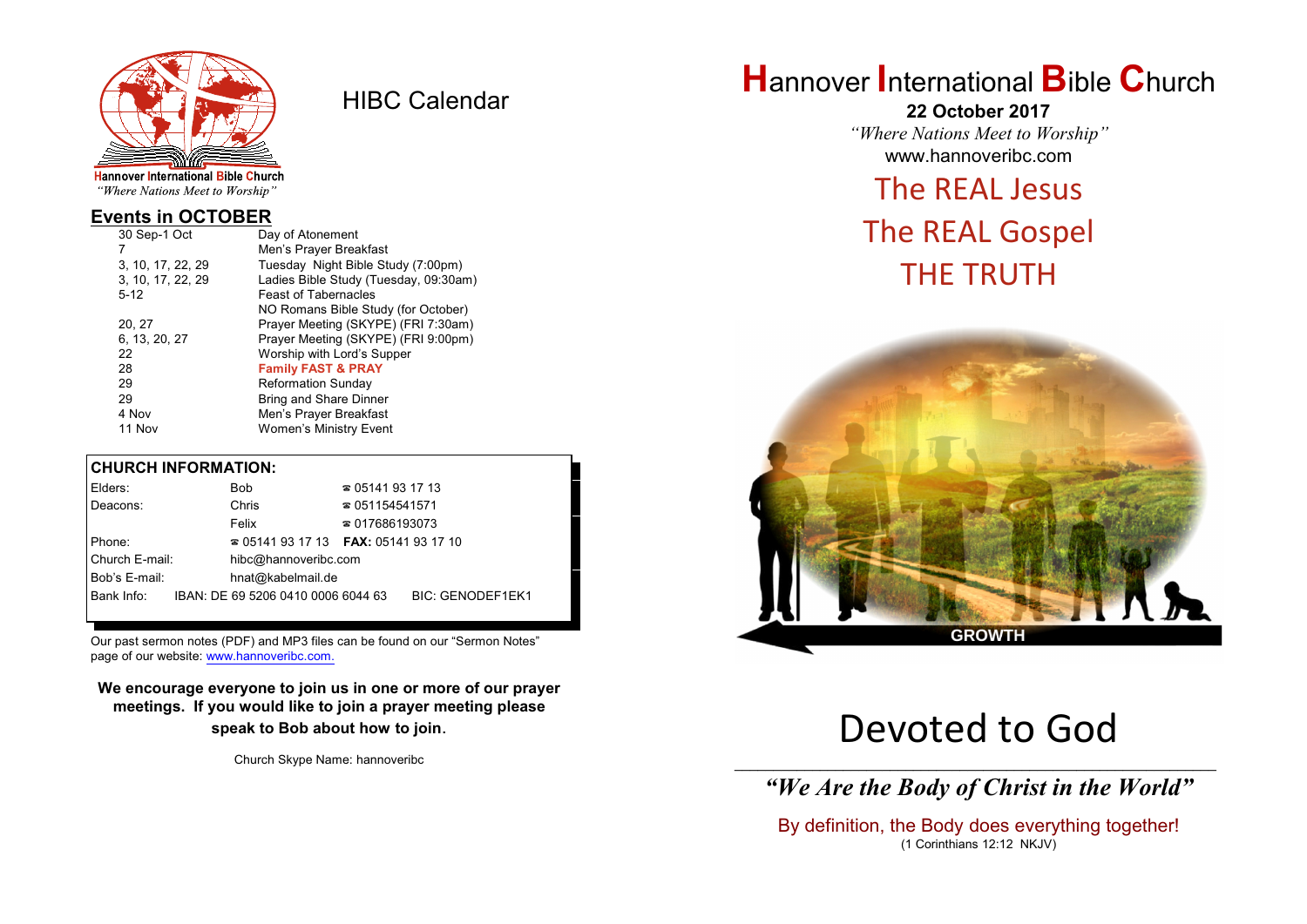Hannover International Bible Church

*"Where Nations Meet to Worship"*

# HIBC Calendar

## Events in OCTOBER

| | |
|---|---|
| 30 Sep-1 Oct | Day of Atonement |
| 7 | Men's Prayer Breakfast |
| 3, 10, 17, 22, 29 | Tuesday Night Bible Study (7:00pm) |
| 3, 10, 17, 22, 29 | Ladies Bible Study (Tuesday, 09:30am) |
| 5-12 | Feast of Tabernacles |
| | NO Romans Bible Study (for October) |
| 20, 27 | Prayer Meeting (SKYPE) (FRI 7:30am) |
| 6, 13, 20, 27 | Prayer Meeting (SKYPE) (FRI 9:00pm) |
| 22 | Worship with Lord's Supper |
| 28 | **Family FAST & PRAY** |
| 29 | Reformation Sunday |
| 29 | Bring and Share Dinner |
| 4 Nov | Men's Prayer Breakfast |
| 11 Nov | Women's Ministry Event |

## CHURCH INFORMATION:

| | | |
|---|---|---|
| Elders: | Bob | ☎ 05141 93 17 13 |
| Deacons: | Chris | ☎ 051154541571 |
| | Felix | ☎ 017686193073 |
| Phone: | ☎ 05141 93 17 13 | **FAX:** 05141 93 17 10 |
| Church E-mail: | hibc@hannoveribc.com | |
| Bob's E-mail: | hnat@kabelmail.de | |
| Bank Info: | IBAN: DE 69 5206 0410 0006 6044 63 | BIC: GENODEF1EK1 |

Our past sermon notes (PDF) and MP3 files can be found on our "Sermon Notes" page of our website: www.hannoveribc.com.

**We encourage everyone to join us in one or more of our prayer meetings. If you would like to join a prayer meeting please speak to Bob about how to join.**

Church Skype Name: hannoveribc

# Hannover International Bible Church

**22 October 2017**

*"Where Nations Meet to Worship"*

www.hannoveribc.com

## The REAL Jesus
## The REAL Gospel
## THE TRUTH

GROWTH

# Devoted to God

***"We Are the Body of Christ in the World"***

By definition, the Body does everything together!

(1 Corinthians 12:12 NKJV)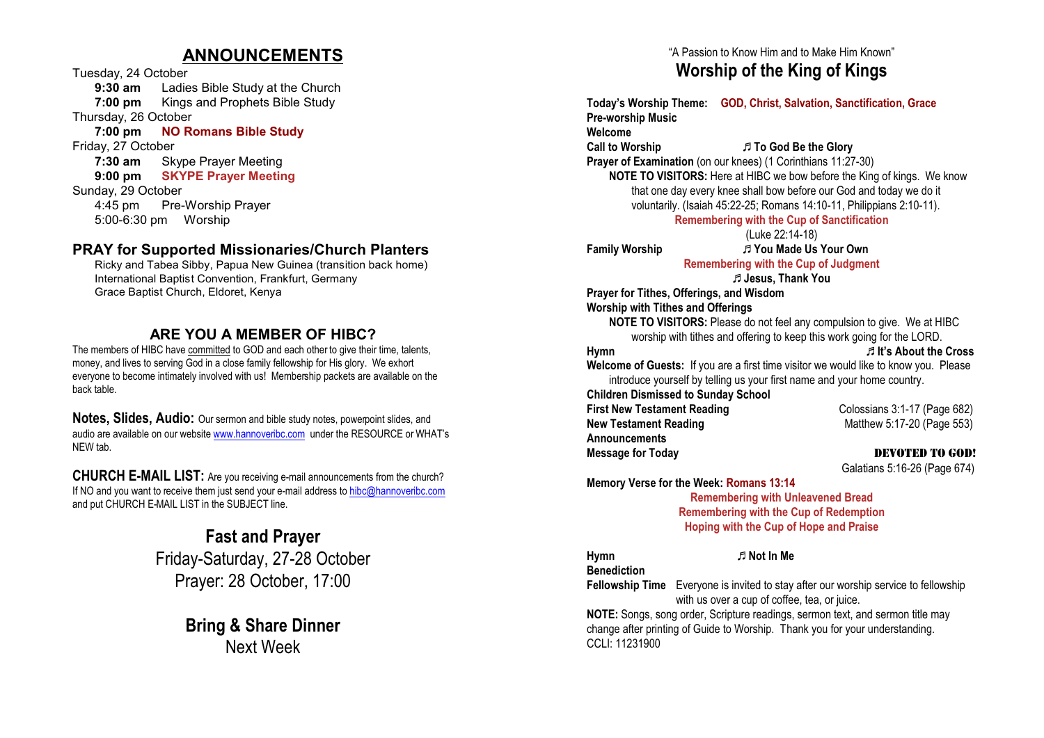# ANNOUNCEMENTS

Tuesday, 24 October
- **9:30 am** Ladies Bible Study at the Church
- **7:00 pm** Kings and Prophets Bible Study

Thursday, 26 October
- **7:00 pm** **NO Romans Bible Study**

Friday, 27 October
- **7:30 am** Skype Prayer Meeting
- **9:00 pm** **SKYPE Prayer Meeting**

Sunday, 29 October
- 4:45 pm Pre-Worship Prayer
- 5:00-6:30 pm Worship

## PRAY for Supported Missionaries/Church Planters

Ricky and Tabea Sibby, Papua New Guinea (transition back home)
International Baptist Convention, Frankfurt, Germany
Grace Baptist Church, Eldoret, Kenya

## ARE YOU A MEMBER OF HIBC?

The members of HIBC have committed to GOD and each other to give their time, talents, money, and lives to serving God in a close family fellowship for His glory. We exhort everyone to become intimately involved with us! Membership packets are available on the back table.

**Notes, Slides, Audio:** Our sermon and bible study notes, powerpoint slides, and audio are available on our website www.hannoveribc.com under the RESOURCE or WHAT's NEW tab.

**CHURCH E-MAIL LIST:** Are you receiving e-mail announcements from the church? If NO and you want to receive them just send your e-mail address to hibc@hannoveribc.com and put CHURCH E-MAIL LIST in the SUBJECT line.

## Fast and Prayer

Friday-Saturday, 27-28 October
Prayer: 28 October, 17:00

## Bring & Share Dinner

Next Week

---

"A Passion to Know Him and to Make Him Known"

# Worship of the King of Kings

**Today's Worship Theme:** **GOD, Christ, Salvation, Sanctification, Grace**

**Pre-worship Music**

**Welcome**

**Call to Worship** ♫ **To God Be the Glory**

**Prayer of Examination** (on our knees) (1 Corinthians 11:27-30)

**NOTE TO VISITORS:** Here at HIBC we bow before the King of kings. We know that one day every knee shall bow before our God and today we do it voluntarily. (Isaiah 45:22-25; Romans 14:10-11, Philippians 2:10-11).

**Remembering with the Cup of Sanctification**
(Luke 22:14-18)

**Family Worship** ♫ **You Made Us Your Own**

**Remembering with the Cup of Judgment**
♫ **Jesus, Thank You**

**Prayer for Tithes, Offerings, and Wisdom**

**Worship with Tithes and Offerings**

**NOTE TO VISITORS:** Please do not feel any compulsion to give. We at HIBC worship with tithes and offering to keep this work going for the LORD.

**Hymn** ♫ **It's About the Cross**

**Welcome of Guests:** If you are a first time visitor we would like to know you. Please introduce yourself by telling us your first name and your home country.

**Children Dismissed to Sunday School**

**First New Testament Reading** Colossians 3:1-17 (Page 682)

**New Testament Reading** Matthew 5:17-20 (Page 553)

**Announcements**

**Message for Today** **DEVOTED TO GOD!**
Galatians 5:16-26 (Page 674)

**Memory Verse for the Week:** **Romans 13:14**

**Remembering with Unleavened Bread**
**Remembering with the Cup of Redemption**
**Hoping with the Cup of Hope and Praise**

**Hymn** ♫ **Not In Me**

**Benediction**

**Fellowship Time** Everyone is invited to stay after our worship service to fellowship with us over a cup of coffee, tea, or juice.

**NOTE:** Songs, song order, Scripture readings, sermon text, and sermon title may change after printing of Guide to Worship. Thank you for your understanding.
CCLI: 11231900